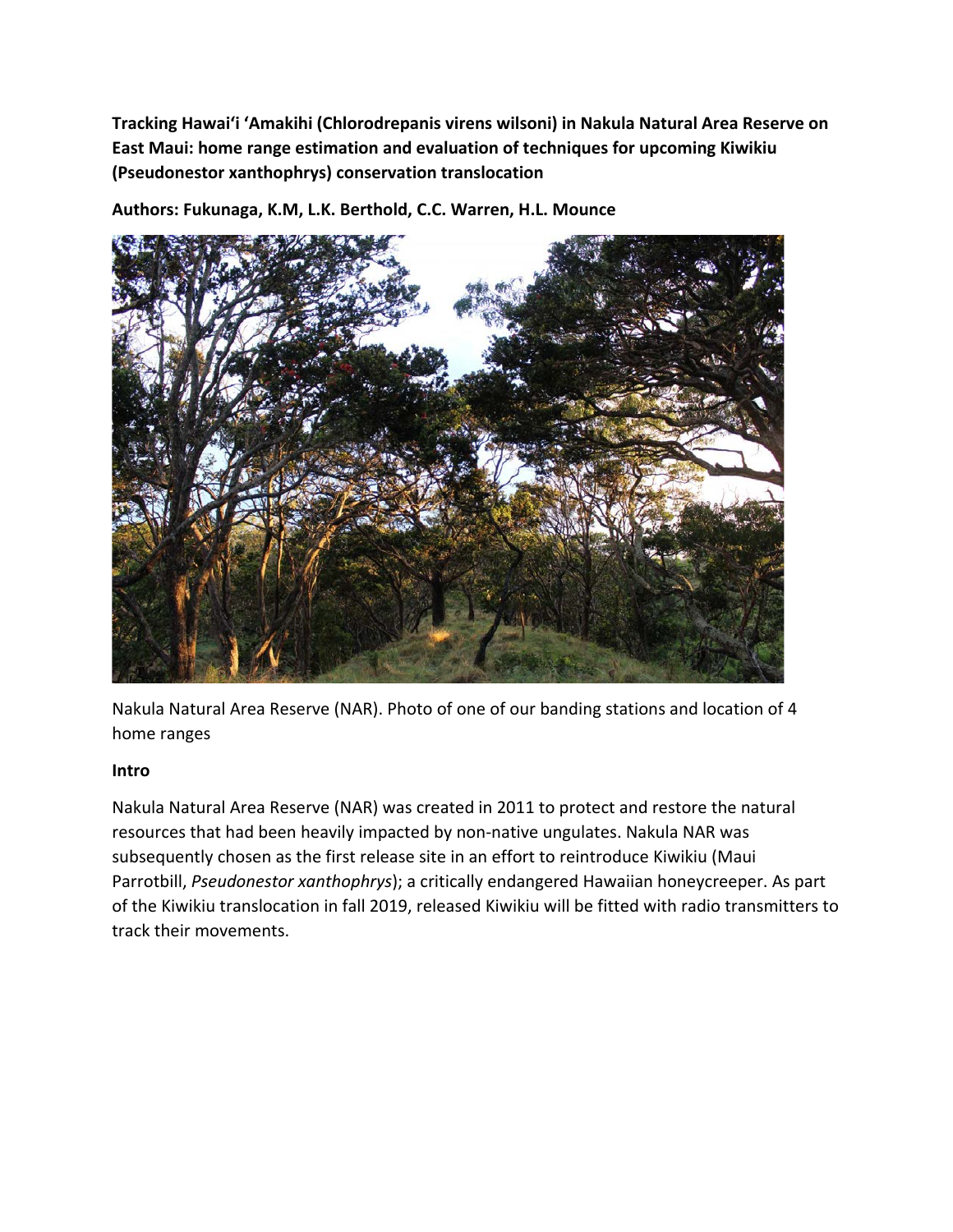**Tracking Hawai'i 'Amakihi (Chlorodrepanis virens wilsoni) in Nakula Natural Area Reserve on East Maui: home range estimation and evaluation of techniques for upcoming Kiwikiu (Pseudonestor xanthophrys) conservation translocation**

**Authors: Fukunaga, K.M, L.K. Berthold, C.C. Warren, H.L. Mounce**

Nakula Natural Area Reserve (NAR). Photo of one of our banding stations and location of 4 home ranges

## Intro

Nakula Natural Area Reserve (NAR) was created in 2011 to protect and restore the natural resources that had been heavily impacted by non-native ungulates. Nakula NAR was subsequently chosen as the first release site in an effort to reintroduce Kiwikiu (Maui Parrotbill, *Pseudonestor xanthophrys*); a critically endangered Hawaiian honeycreeper. As part of the Kiwikiu translocation in fall 2019, released Kiwikiu will be fitted with radio transmitters to track their movements.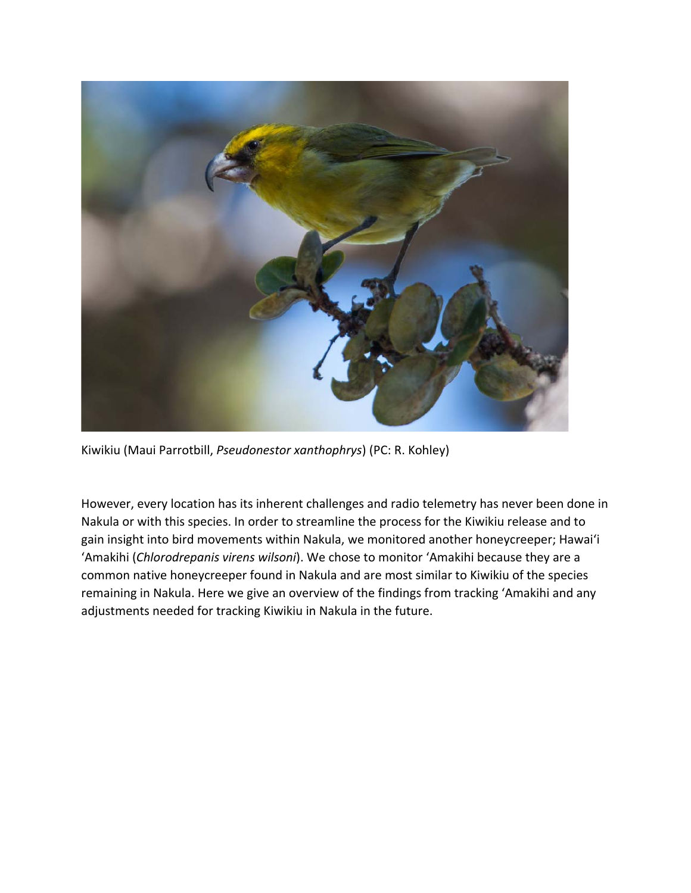Kiwikiu (Maui Parrotbill, *Pseudonestor xanthophrys*) (PC: R. Kohley)

However, every location has its inherent challenges and radio telemetry has never been done in Nakula or with this species. In order to streamline the process for the Kiwikiu release and to gain insight into bird movements within Nakula, we monitored another honeycreeper; Hawai'i 'Amakihi (*Chlorodrepanis virens wilsoni*). We chose to monitor 'Amakihi because they are a common native honeycreeper found in Nakula and are most similar to Kiwikiu of the species remaining in Nakula. Here we give an overview of the findings from tracking 'Amakihi and any adjustments needed for tracking Kiwikiu in Nakula in the future.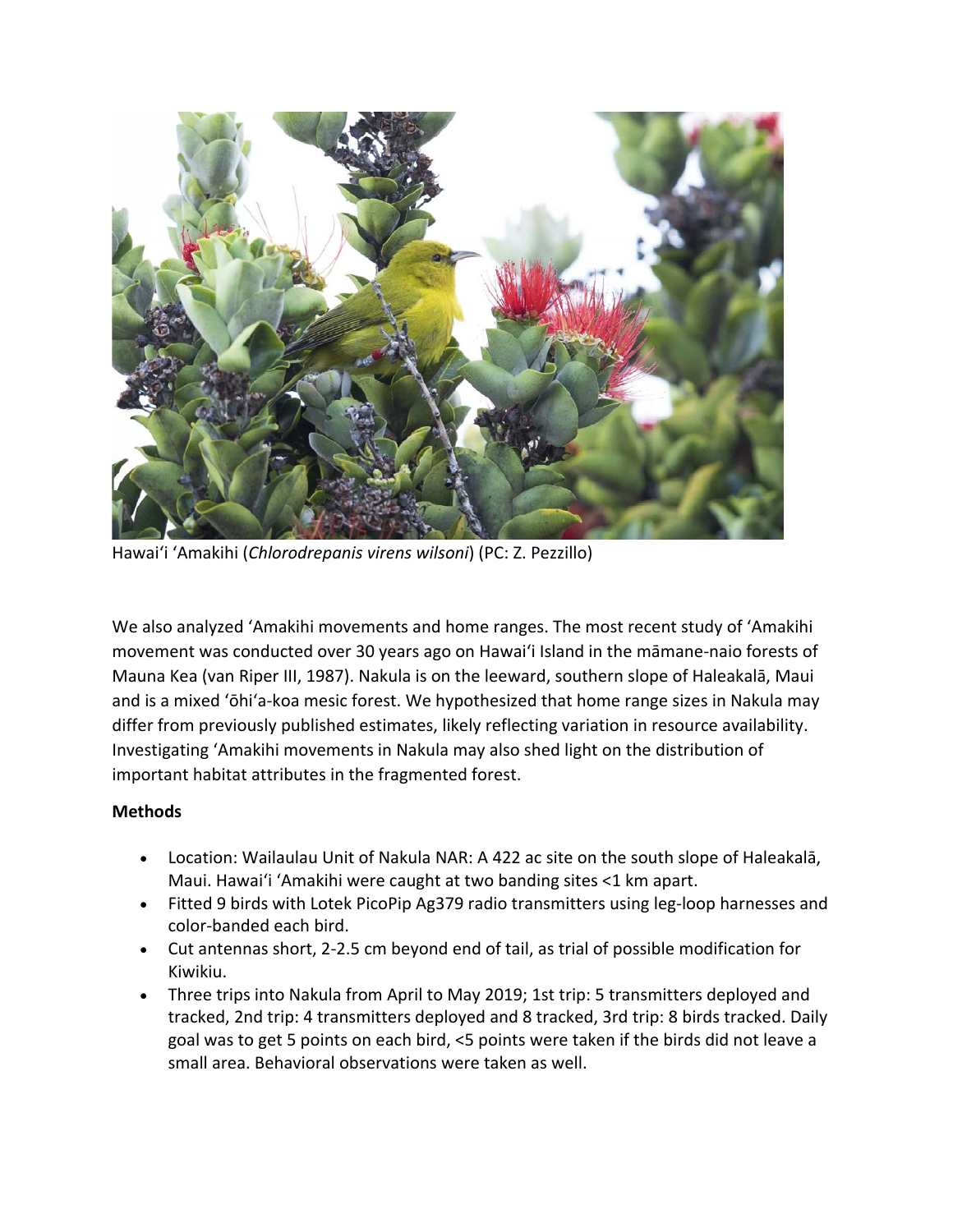Hawaiʻi ʻAmakihi (*Chlorodrepanis virens wilsoni*) (PC: Z. Pezzillo)

We also analyzed ʻAmakihi movements and home ranges. The most recent study of ʻAmakihi movement was conducted over 30 years ago on Hawaiʻi Island in the māmane-naio forests of Mauna Kea (van Riper III, 1987). Nakula is on the leeward, southern slope of Haleakalā, Maui and is a mixed ʻōhiʻa-koa mesic forest. We hypothesized that home range sizes in Nakula may differ from previously published estimates, likely reflecting variation in resource availability. Investigating ʻAmakihi movements in Nakula may also shed light on the distribution of important habitat attributes in the fragmented forest.

**Methods**

- Location: Wailaulau Unit of Nakula NAR: A 422 ac site on the south slope of Haleakalā, Maui. Hawaiʻi ʻAmakihi were caught at two banding sites <1 km apart.
- Fitted 9 birds with Lotek PicoPip Ag379 radio transmitters using leg-loop harnesses and color-banded each bird.
- Cut antennas short, 2-2.5 cm beyond end of tail, as trial of possible modification for Kiwikiu.
- Three trips into Nakula from April to May 2019; 1st trip: 5 transmitters deployed and tracked, 2nd trip: 4 transmitters deployed and 8 tracked, 3rd trip: 8 birds tracked. Daily goal was to get 5 points on each bird, <5 points were taken if the birds did not leave a small area. Behavioral observations were taken as well.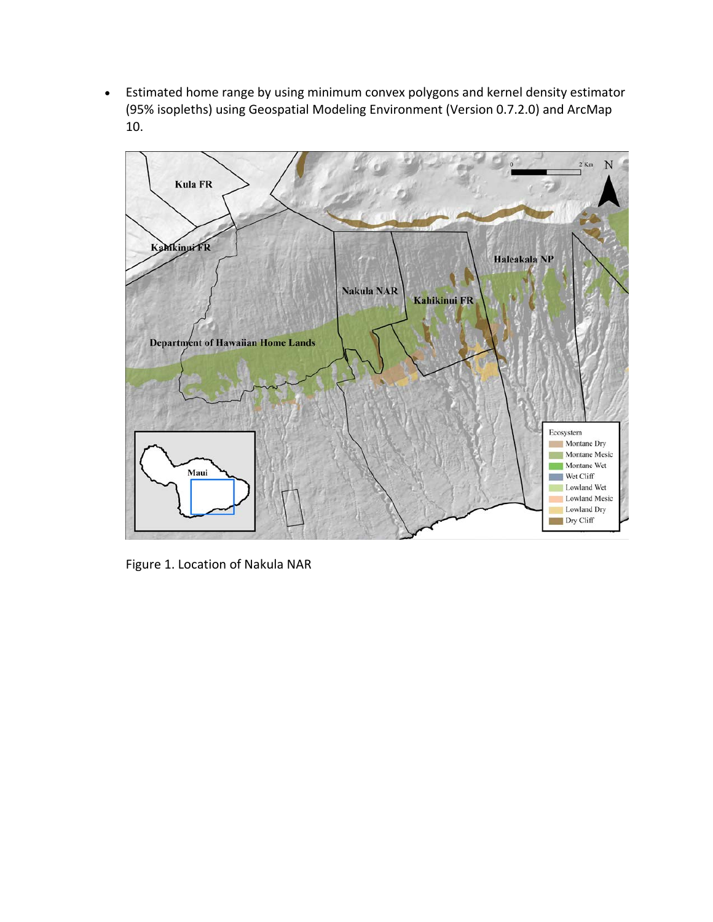- Estimated home range by using minimum convex polygons and kernel density estimator (95% isopleths) using Geospatial Modeling Environment (Version 0.7.2.0) and ArcMap 10.

Figure 1. Location of Nakula NAR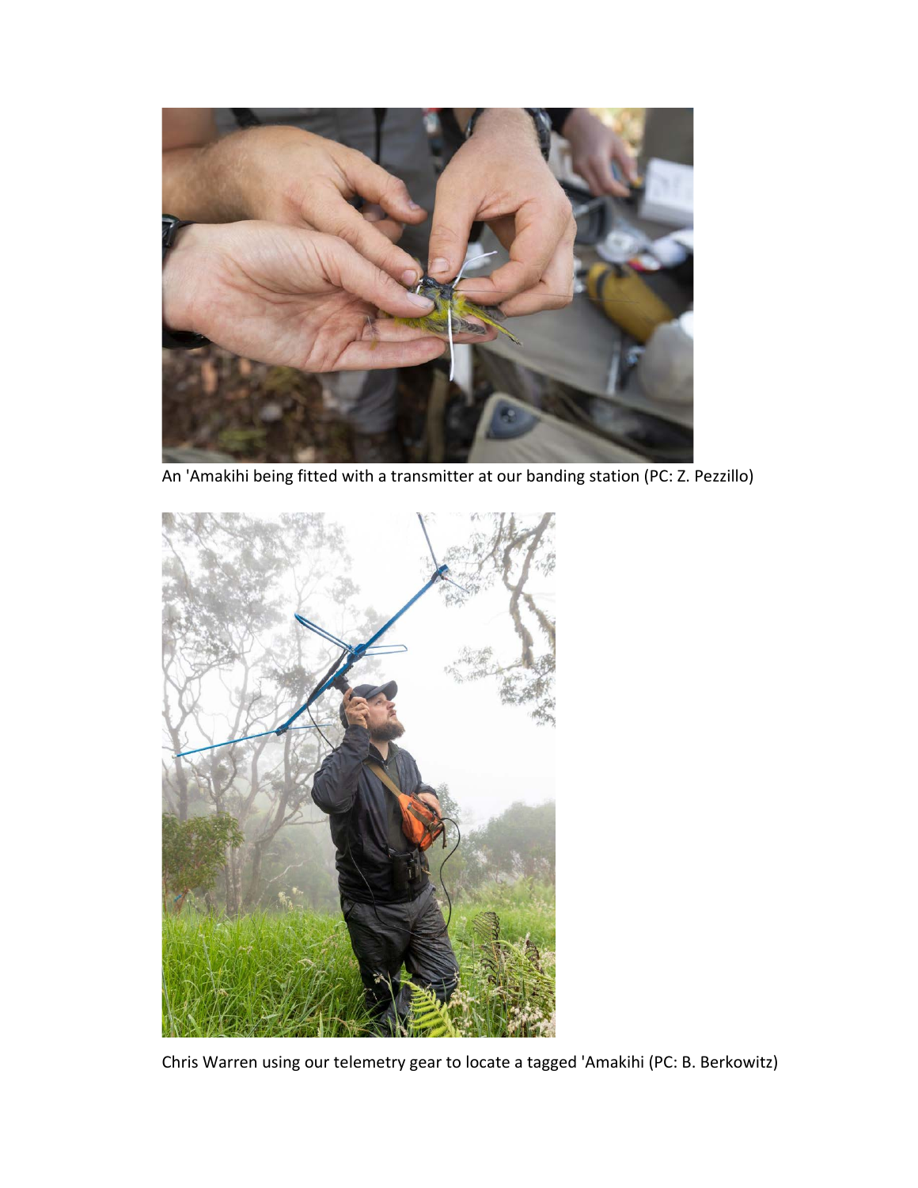An 'Amakihi being fitted with a transmitter at our banding station (PC: Z. Pezzillo)

Chris Warren using our telemetry gear to locate a tagged 'Amakihi (PC: B. Berkowitz)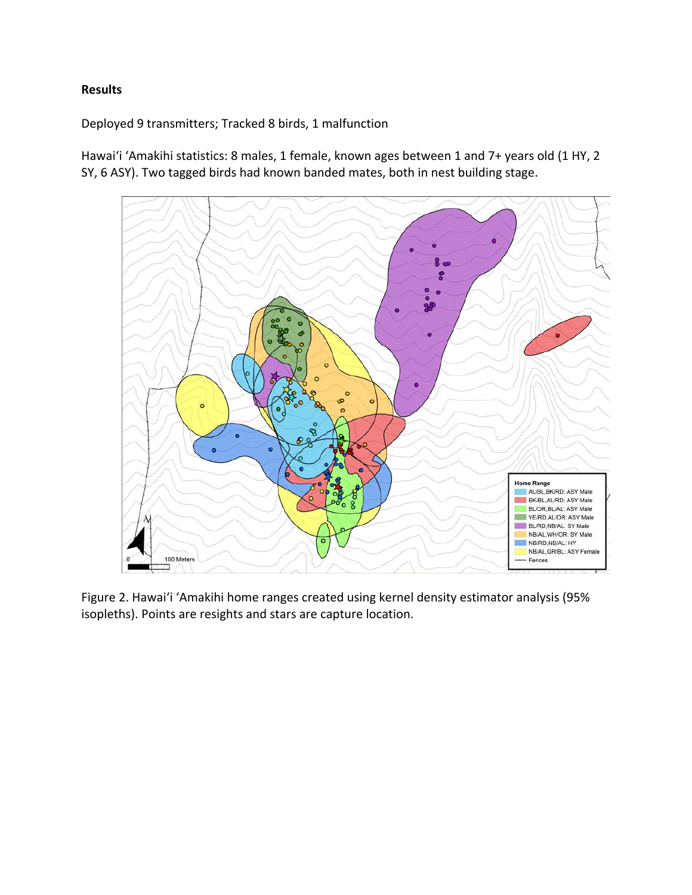**Results**

Deployed 9 transmitters; Tracked 8 birds, 1 malfunction

Hawai'i 'Amakihi statistics: 8 males, 1 female, known ages between 1 and 7+ years old (1 HY, 2 SY, 6 ASY). Two tagged birds had known banded mates, both in nest building stage.

Figure 2. Hawai'i 'Amakihi home ranges created using kernel density estimator analysis (95% isopleths). Points are resights and stars are capture location.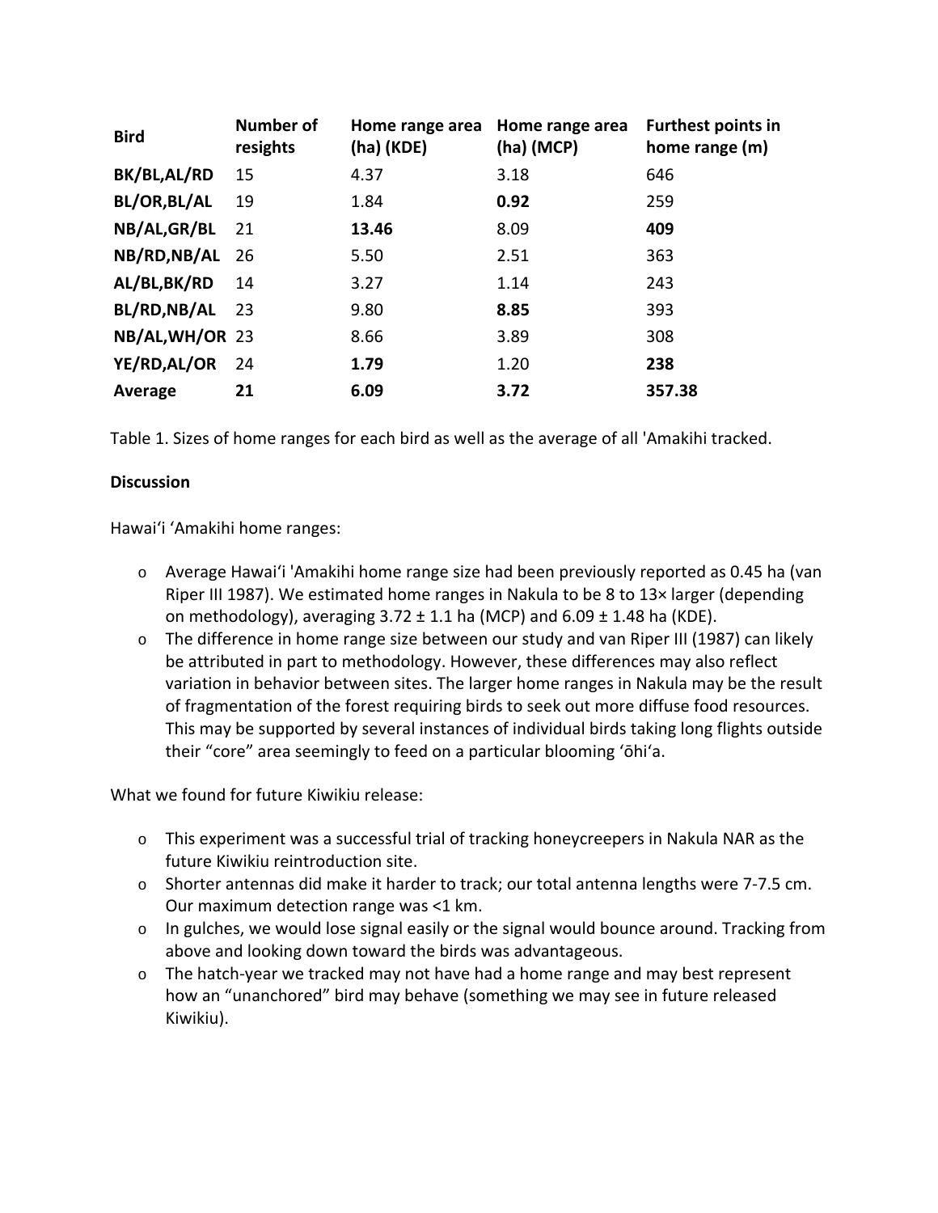| **Bird** | **Number of resights** | **Home range area (ha) (KDE)** | **Home range area (ha) (MCP)** | **Furthest points in home range (m)** |
| --- | --- | --- | --- | --- |
| **BK/BL,AL/RD** | 15 | 4.37 | 3.18 | 646 |
| **BL/OR,BL/AL** | 19 | 1.84 | **0.92** | 259 |
| **NB/AL,GR/BL** | 21 | **13.46** | 8.09 | **409** |
| **NB/RD,NB/AL** | 26 | 5.50 | 2.51 | 363 |
| **AL/BL,BK/RD** | 14 | 3.27 | 1.14 | 243 |
| **BL/RD,NB/AL** | 23 | 9.80 | **8.85** | 393 |
| **NB/AL,WH/OR** | 23 | 8.66 | 3.89 | 308 |
| **YE/RD,AL/OR** | 24 | **1.79** | 1.20 | **238** |
| **Average** | **21** | **6.09** | **3.72** | **357.38** |

Table 1. Sizes of home ranges for each bird as well as the average of all 'Amakihi tracked.

**Discussion**

Hawai'i 'Amakihi home ranges:

- Average Hawai'i 'Amakihi home range size had been previously reported as 0.45 ha (van Riper III 1987). We estimated home ranges in Nakula to be 8 to 13× larger (depending on methodology), averaging $3.72 \pm 1.1$ ha (MCP) and $6.09 \pm 1.48$ ha (KDE).
- The difference in home range size between our study and van Riper III (1987) can likely be attributed in part to methodology. However, these differences may also reflect variation in behavior between sites. The larger home ranges in Nakula may be the result of fragmentation of the forest requiring birds to seek out more diffuse food resources. This may be supported by several instances of individual birds taking long flights outside their "core" area seemingly to feed on a particular blooming 'ōhi'a.

What we found for future Kiwikiu release:

- This experiment was a successful trial of tracking honeycreepers in Nakula NAR as the future Kiwikiu reintroduction site.
- Shorter antennas did make it harder to track; our total antenna lengths were 7-7.5 cm. Our maximum detection range was <1 km.
- In gulches, we would lose signal easily or the signal would bounce around. Tracking from above and looking down toward the birds was advantageous.
- The hatch-year we tracked may not have had a home range and may best represent how an "unanchored" bird may behave (something we may see in future released Kiwikiu).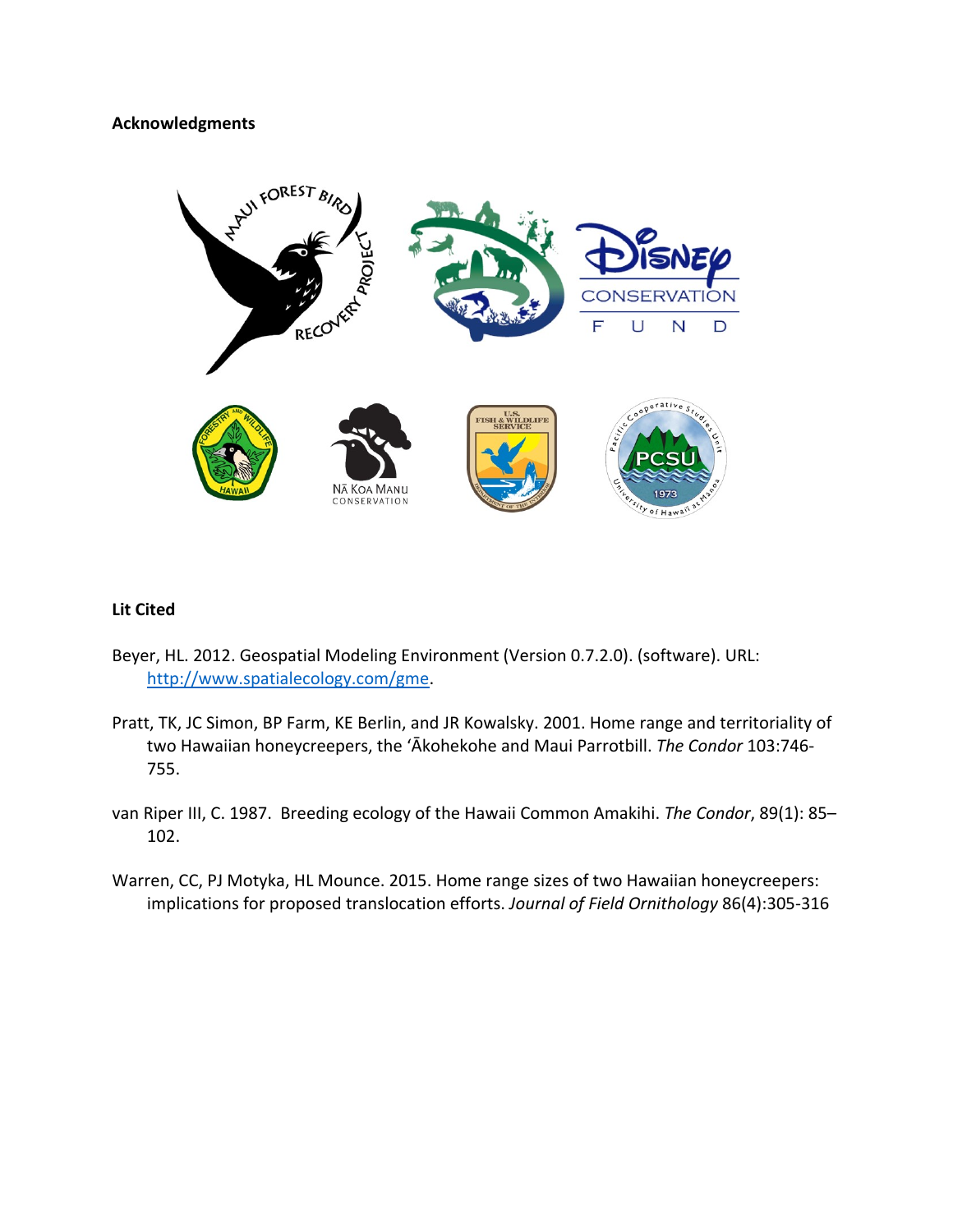**Acknowledgments**

**Lit Cited**

Beyer, HL. 2012. Geospatial Modeling Environment (Version 0.7.2.0). (software). URL: http://www.spatialecology.com/gme.

Pratt, TK, JC Simon, BP Farm, KE Berlin, and JR Kowalsky. 2001. Home range and territoriality of two Hawaiian honeycreepers, the ʻĀkohekohe and Maui Parrotbill. *The Condor* 103:746-755.

van Riper III, C. 1987. Breeding ecology of the Hawaii Common Amakihi. *The Condor*, 89(1): 85–102.

Warren, CC, PJ Motyka, HL Mounce. 2015. Home range sizes of two Hawaiian honeycreepers: implications for proposed translocation efforts. *Journal of Field Ornithology* 86(4):305-316